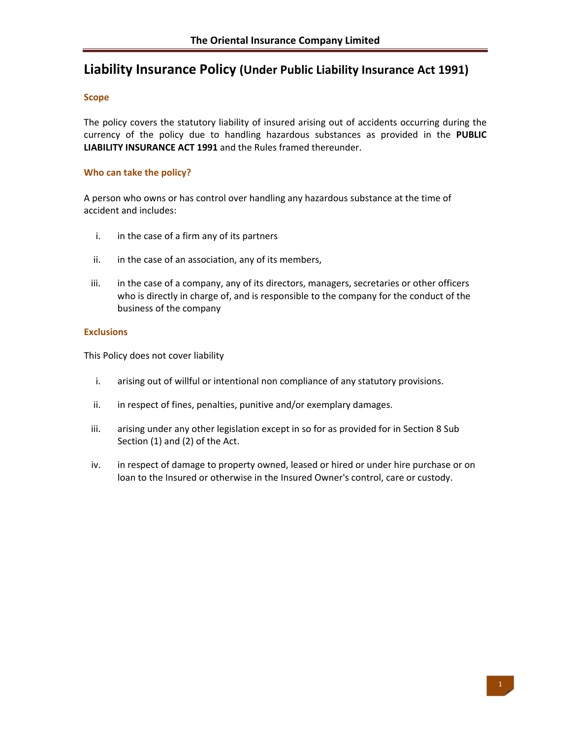# Liability Insurance Policy (Under Public Liability Insurance Act 1991)

### Scope

The policy covers the statutory liability of insured arising out of accidents occurring during the currency of the policy due to handling hazardous substances as provided in the **PUBLIC LIABILITY INSURANCE ACT 1991** and the Rules framed thereunder.

### Who can take the policy?

A person who owns or has control over handling any hazardous substance at the time of accident and includes:

i. in the case of a firm any of its partners

ii. in the case of an association, any of its members,

iii. in the case of a company, any of its directors, managers, secretaries or other officers who is directly in charge of, and is responsible to the company for the conduct of the business of the company

### Exclusions

This Policy does not cover liability

i. arising out of willful or intentional non compliance of any statutory provisions.

ii. in respect of fines, penalties, punitive and/or exemplary damages.

iii. arising under any other legislation except in so for as provided for in Section 8 Sub Section (1) and (2) of the Act.

iv. in respect of damage to property owned, leased or hired or under hire purchase or on loan to the Insured or otherwise in the Insured Owner's control, care or custody.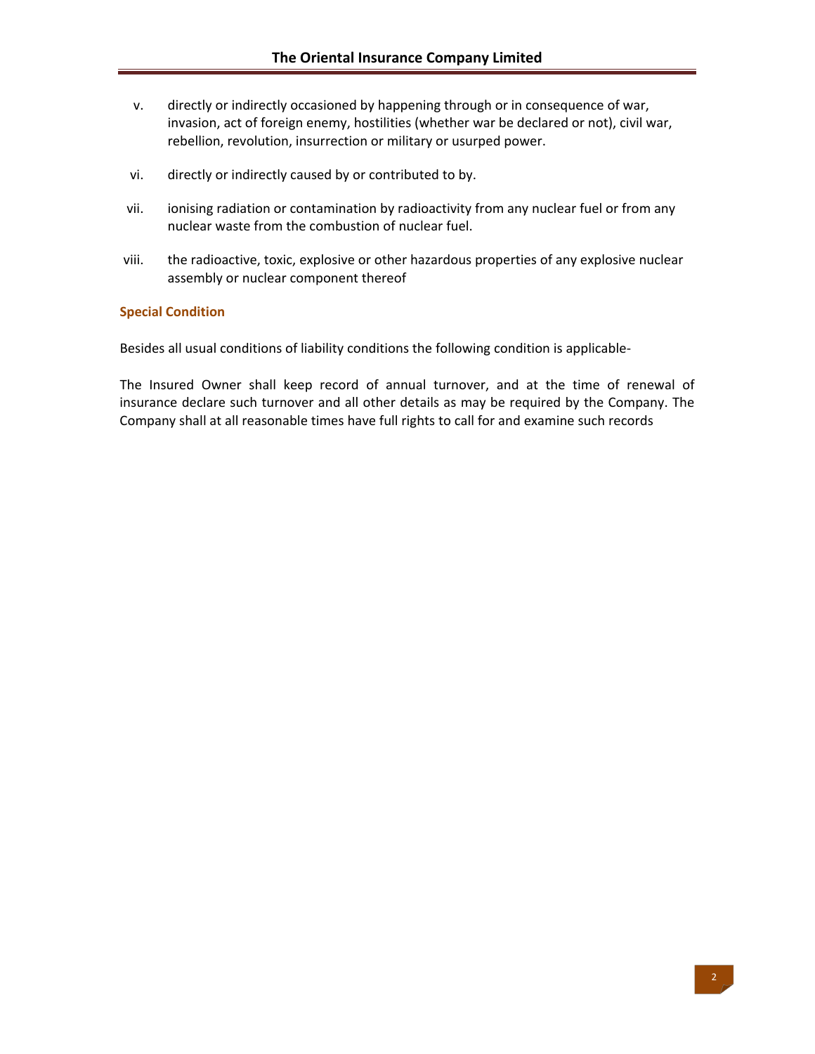v. directly or indirectly occasioned by happening through or in consequence of war, invasion, act of foreign enemy, hostilities (whether war be declared or not), civil war, rebellion, revolution, insurrection or military or usurped power.

vi. directly or indirectly caused by or contributed to by.

vii. ionising radiation or contamination by radioactivity from any nuclear fuel or from any nuclear waste from the combustion of nuclear fuel.

viii. the radioactive, toxic, explosive or other hazardous properties of any explosive nuclear assembly or nuclear component thereof

### Special Condition

Besides all usual conditions of liability conditions the following condition is applicable-

The Insured Owner shall keep record of annual turnover, and at the time of renewal of insurance declare such turnover and all other details as may be required by the Company. The Company shall at all reasonable times have full rights to call for and examine such records